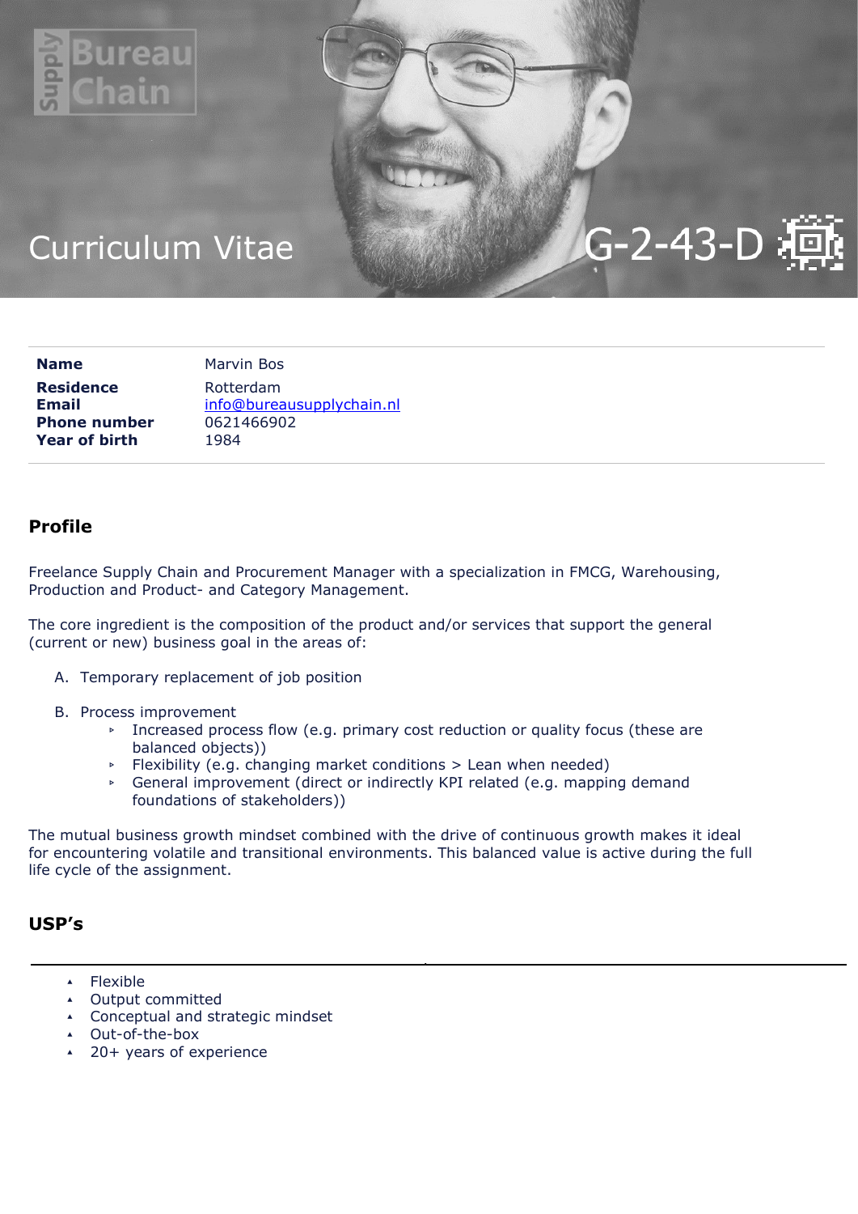# Curriculum Vitae

G-2-43-D

| | |
|---|---|
| **Name** | Marvin Bos |
| **Residence** | Rotterdam |
| **Email** | info@bureausupplychain.nl |
| **Phone number** | 0621466902 |
| **Year of birth** | 1984 |

## Profile

Freelance Supply Chain and Procurement Manager with a specialization in FMCG, Warehousing, Production and Product- and Category Management.

The core ingredient is the composition of the product and/or services that support the general (current or new) business goal in the areas of:

A. Temporary replacement of job position

B. Process improvement
   - Increased process flow (e.g. primary cost reduction or quality focus (these are balanced objects))
   - Flexibility (e.g. changing market conditions > Lean when needed)
   - General improvement (direct or indirectly KPI related (e.g. mapping demand foundations of stakeholders))

The mutual business growth mindset combined with the drive of continuous growth makes it ideal for encountering volatile and transitional environments. This balanced value is active during the full life cycle of the assignment.

## USP's

- Flexible
- Output committed
- Conceptual and strategic mindset
- Out-of-the-box
- 20+ years of experience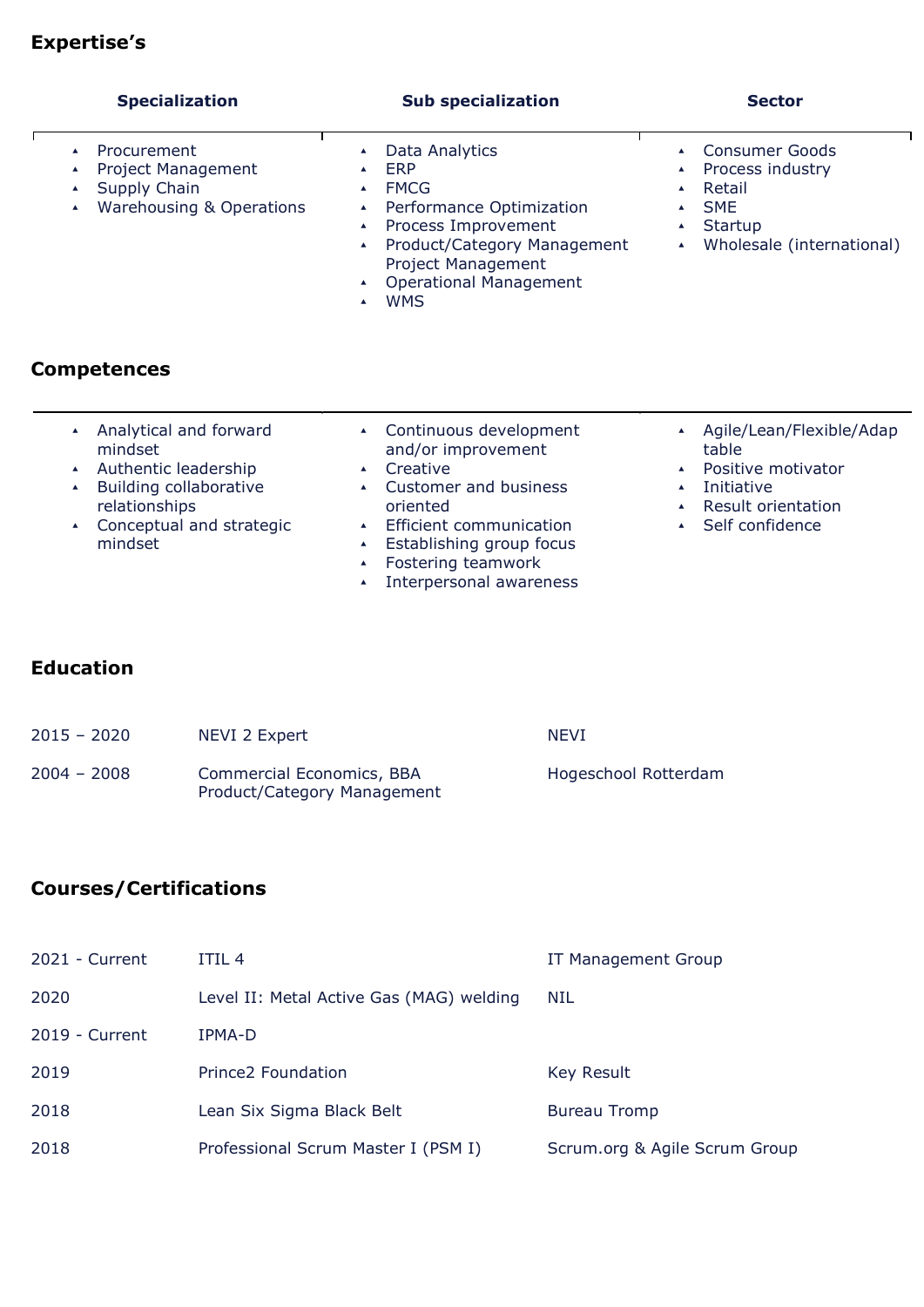## Expertise's

| Specialization | Sub specialization | Sector |
|---|---|---|
| <ul><li>Procurement</li><li>Project Management</li><li>Supply Chain</li><li>Warehousing & Operations</li></ul> | <ul><li>Data Analytics</li><li>ERP</li><li>FMCG</li><li>Performance Optimization</li><li>Process Improvement</li><li>Product/Category Management Project Management</li><li>Operational Management</li><li>WMS</li></ul> | <ul><li>Consumer Goods</li><li>Process industry</li><li>Retail</li><li>SME</li><li>Startup</li><li>Wholesale (international)</li></ul> |

## Competences

- Analytical and forward mindset
- Authentic leadership
- Building collaborative relationships
- Conceptual and strategic mindset
- Continuous development and/or improvement
- Creative
- Customer and business oriented
- Efficient communication
- Establishing group focus
- Fostering teamwork
- Interpersonal awareness
- Agile/Lean/Flexible/Adaptable
- Positive motivator
- Initiative
- Result orientation
- Self confidence

## Education

| | | |
|---|---|---|
| 2015 – 2020 | NEVI 2 Expert | NEVI |
| 2004 – 2008 | Commercial Economics, BBA Product/Category Management | Hogeschool Rotterdam |

## Courses/Certifications

| | | |
|---|---|---|
| 2021 - Current | ITIL 4 | IT Management Group |
| 2020 | Level II: Metal Active Gas (MAG) welding | NIL |
| 2019 - Current | IPMA-D | |
| 2019 | Prince2 Foundation | Key Result |
| 2018 | Lean Six Sigma Black Belt | Bureau Tromp |
| 2018 | Professional Scrum Master I (PSM I) | Scrum.org & Agile Scrum Group |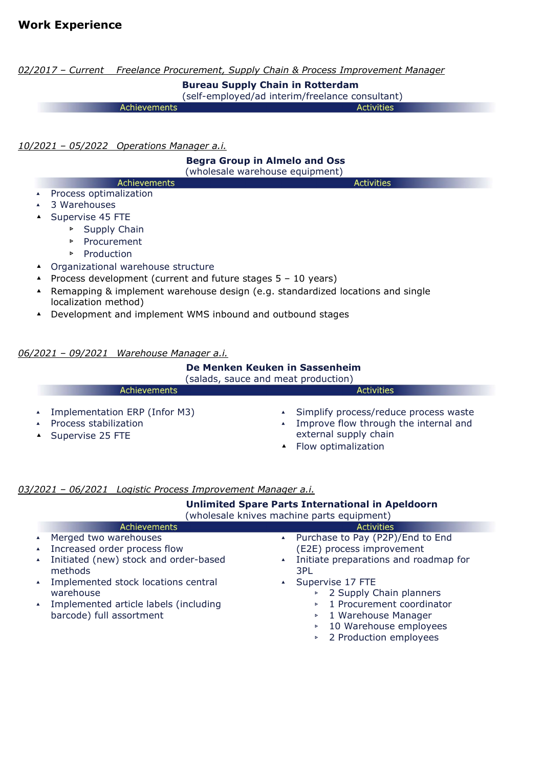## Work Experience

*02/2017 – Current  Freelance Procurement, Supply Chain & Process Improvement Manager*

**Bureau Supply Chain in Rotterdam**
(self-employed/ad interim/freelance consultant)

Achievements | Activities

*10/2021 – 05/2022  Operations Manager a.i.*

**Begra Group in Almelo and Oss**
(wholesale warehouse equipment)

Achievements | Activities

- Process optimalization
- 3 Warehouses
- Supervise 45 FTE
  - Supply Chain
  - Procurement
  - Production
- Organizational warehouse structure
- Process development (current and future stages 5 – 10 years)
- Remapping & implement warehouse design (e.g. standardized locations and single localization method)
- Development and implement WMS inbound and outbound stages

*06/2021 – 09/2021  Warehouse Manager a.i.*

**De Menken Keuken in Sassenheim**
(salads, sauce and meat production)

**Achievements**

- Implementation ERP (Infor M3)
- Process stabilization
- Supervise 25 FTE

**Activities**

- Simplify process/reduce process waste
- Improve flow through the internal and external supply chain
- Flow optimalization

*03/2021 – 06/2021  Logistic Process Improvement Manager a.i.*

**Unlimited Spare Parts International in Apeldoorn**
(wholesale knives machine parts equipment)

**Achievements**

- Merged two warehouses
- Increased order process flow
- Initiated (new) stock and order-based methods
- Implemented stock locations central warehouse
- Implemented article labels (including barcode) full assortment

**Activities**

- Purchase to Pay (P2P)/End to End (E2E) process improvement
- Initiate preparations and roadmap for 3PL
- Supervise 17 FTE
  - 2 Supply Chain planners
  - 1 Procurement coordinator
  - 1 Warehouse Manager
  - 10 Warehouse employees
  - 2 Production employees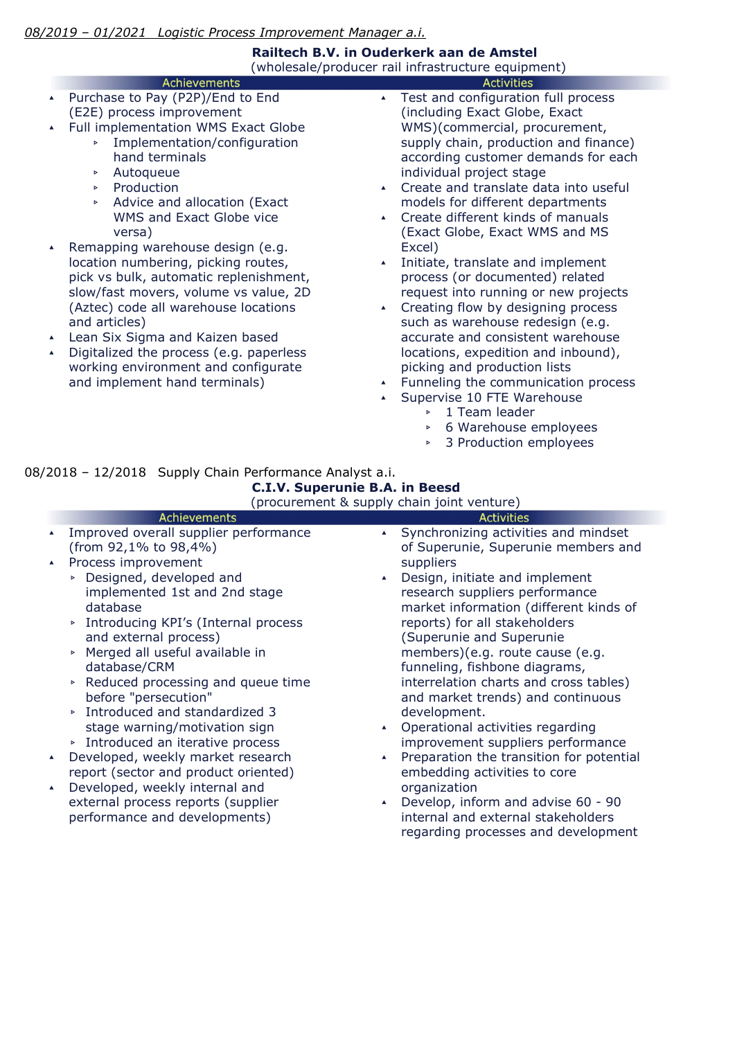*08/2019 – 01/2021 Logistic Process Improvement Manager a.i.*

**Railtech B.V. in Ouderkerk aan de Amstel**
(wholesale/producer rail infrastructure equipment)

**Achievements**

- Purchase to Pay (P2P)/End to End (E2E) process improvement
- Full implementation WMS Exact Globe
  - Implementation/configuration hand terminals
  - Autoqueue
  - Production
  - Advice and allocation (Exact WMS and Exact Globe vice versa)
- Remapping warehouse design (e.g. location numbering, picking routes, pick vs bulk, automatic replenishment, slow/fast movers, volume vs value, 2D (Aztec) code all warehouse locations and articles)
- Lean Six Sigma and Kaizen based
- Digitalized the process (e.g. paperless working environment and configurate and implement hand terminals)

**Activities**

- Test and configuration full process (including Exact Globe, Exact WMS)(commercial, procurement, supply chain, production and finance) according customer demands for each individual project stage
- Create and translate data into useful models for different departments
- Create different kinds of manuals (Exact Globe, Exact WMS and MS Excel)
- Initiate, translate and implement process (or documented) related request into running or new projects
- Creating flow by designing process such as warehouse redesign (e.g. accurate and consistent warehouse locations, expedition and inbound), picking and production lists
- Funneling the communication process
- Supervise 10 FTE Warehouse
  - 1 Team leader
  - 6 Warehouse employees
  - 3 Production employees

08/2018 – 12/2018 Supply Chain Performance Analyst a.i.

**C.I.V. Superunie B.A. in Beesd**
(procurement & supply chain joint venture)

**Achievements**

- Improved overall supplier performance (from 92,1% to 98,4%)
- Process improvement
  - Designed, developed and implemented 1st and 2nd stage database
  - Introducing KPI's (Internal process and external process)
  - Merged all useful available in database/CRM
  - Reduced processing and queue time before "persecution"
  - Introduced and standardized 3 stage warning/motivation sign
  - Introduced an iterative process
- Developed, weekly market research report (sector and product oriented)
- Developed, weekly internal and external process reports (supplier performance and developments)

**Activities**

- Synchronizing activities and mindset of Superunie, Superunie members and suppliers
- Design, initiate and implement research suppliers performance market information (different kinds of reports) for all stakeholders (Superunie and Superunie members)(e.g. route cause (e.g. funneling, fishbone diagrams, interrelation charts and cross tables) and market trends) and continuous development.
- Operational activities regarding improvement suppliers performance
- Preparation the transition for potential embedding activities to core organization
- Develop, inform and advise 60 - 90 internal and external stakeholders regarding processes and development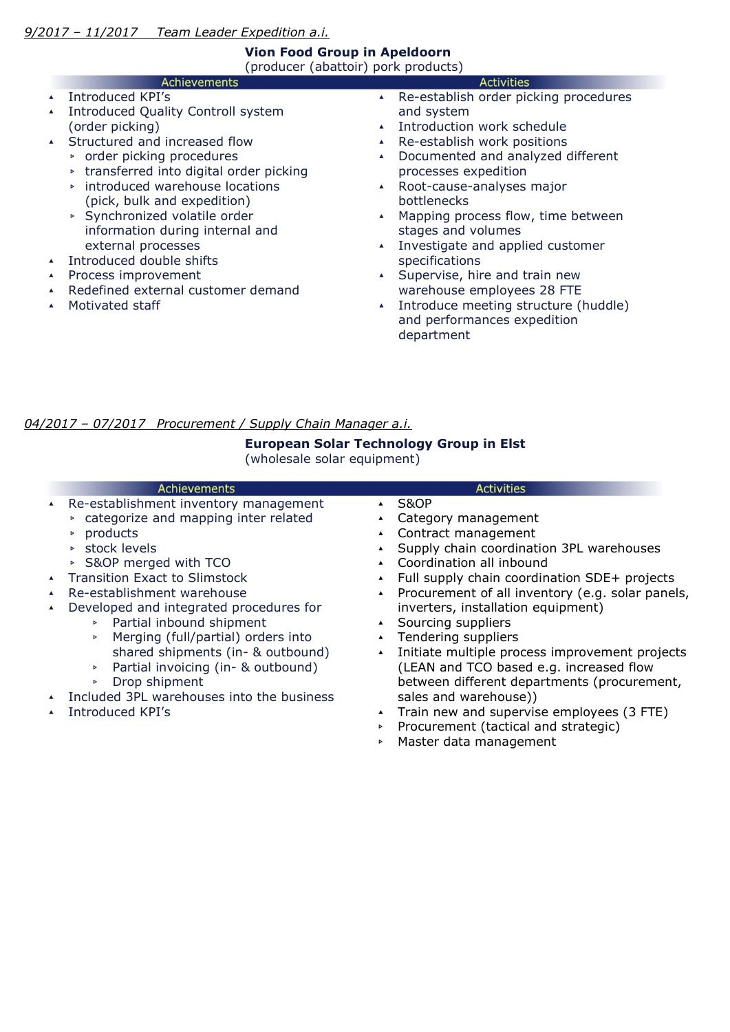*9/2017 – 11/2017 Team Leader Expedition a.i.*

**Vion Food Group in Apeldoorn**
(producer (abattoir) pork products)

**Achievements**

- Introduced KPI's
- Introduced Quality Controll system (order picking)
- Structured and increased flow
  - order picking procedures
  - transferred into digital order picking
  - introduced warehouse locations (pick, bulk and expedition)
  - Synchronized volatile order information during internal and external processes
- Introduced double shifts
- Process improvement
- Redefined external customer demand
- Motivated staff

**Activities**

- Re-establish order picking procedures and system
- Introduction work schedule
- Re-establish work positions
- Documented and analyzed different processes expedition
- Root-cause-analyses major bottlenecks
- Mapping process flow, time between stages and volumes
- Investigate and applied customer specifications
- Supervise, hire and train new warehouse employees 28 FTE
- Introduce meeting structure (huddle) and performances expedition department

*04/2017 – 07/2017 Procurement / Supply Chain Manager a.i.*

**European Solar Technology Group in Elst**
(wholesale solar equipment)

**Achievements**

- Re-establishment inventory management
  - categorize and mapping inter related
  - products
  - stock levels
  - S&OP merged with TCO
- Transition Exact to Slimstock
- Re-establishment warehouse
- Developed and integrated procedures for
  - Partial inbound shipment
  - Merging (full/partial) orders into shared shipments (in- & outbound)
  - Partial invoicing (in- & outbound)
  - Drop shipment
- Included 3PL warehouses into the business
- Introduced KPI's

**Activities**

- S&OP
- Category management
- Contract management
- Supply chain coordination 3PL warehouses
- Coordination all inbound
- Full supply chain coordination SDE+ projects
- Procurement of all inventory (e.g. solar panels, inverters, installation equipment)
- Sourcing suppliers
- Tendering suppliers
- Initiate multiple process improvement projects (LEAN and TCO based e.g. increased flow between different departments (procurement, sales and warehouse))
- Train new and supervise employees (3 FTE)
  - Procurement (tactical and strategic)
  - Master data management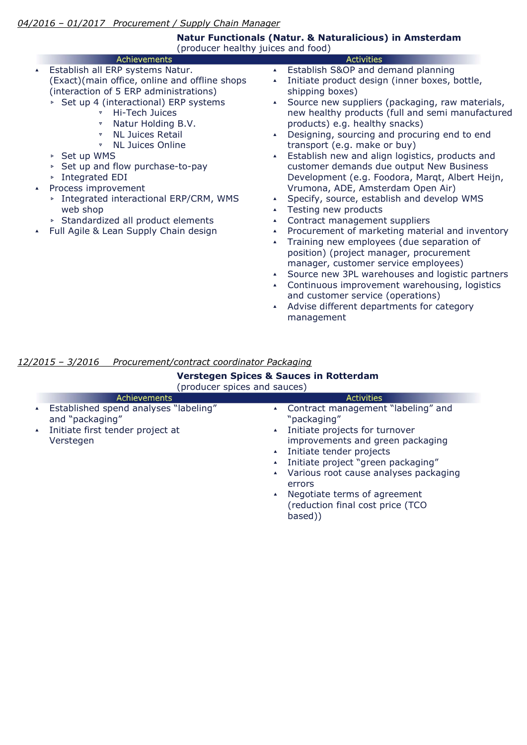*04/2016 – 01/2017 Procurement / Supply Chain Manager*

**Natur Functionals (Natur. & Naturalicious) in Amsterdam**
(producer healthy juices and food)

**Achievements**

- Establish all ERP systems Natur. (Exact)(main office, online and offline shops (interaction of 5 ERP administrations)
  - Set up 4 (interactional) ERP systems
    - Hi-Tech Juices
    - Natur Holding B.V.
    - NL Juices Retail
    - NL Juices Online
  - Set up WMS
  - Set up and flow purchase-to-pay
  - Integrated EDI
- Process improvement
  - Integrated interactional ERP/CRM, WMS web shop
  - Standardized all product elements
- Full Agile & Lean Supply Chain design

**Activities**

- Establish S&OP and demand planning
- Initiate product design (inner boxes, bottle, shipping boxes)
- Source new suppliers (packaging, raw materials, new healthy products (full and semi manufactured products) e.g. healthy snacks)
- Designing, sourcing and procuring end to end transport (e.g. make or buy)
- Establish new and align logistics, products and customer demands due output New Business Development (e.g. Foodora, Marqt, Albert Heijn, Vrumona, ADE, Amsterdam Open Air)
- Specify, source, establish and develop WMS
- Testing new products
- Contract management suppliers
- Procurement of marketing material and inventory
- Training new employees (due separation of position) (project manager, procurement manager, customer service employees)
- Source new 3PL warehouses and logistic partners
- Continuous improvement warehousing, logistics and customer service (operations)
- Advise different departments for category management

*12/2015 – 3/2016 Procurement/contract coordinator Packaging*

**Verstegen Spices & Sauces in Rotterdam**
(producer spices and sauces)

**Achievements**

- Established spend analyses "labeling" and "packaging"
- Initiate first tender project at Verstegen

**Activities**

- Contract management "labeling" and "packaging"
- Initiate projects for turnover improvements and green packaging
- Initiate tender projects
- Initiate project "green packaging"
- Various root cause analyses packaging errors
- Negotiate terms of agreement (reduction final cost price (TCO based))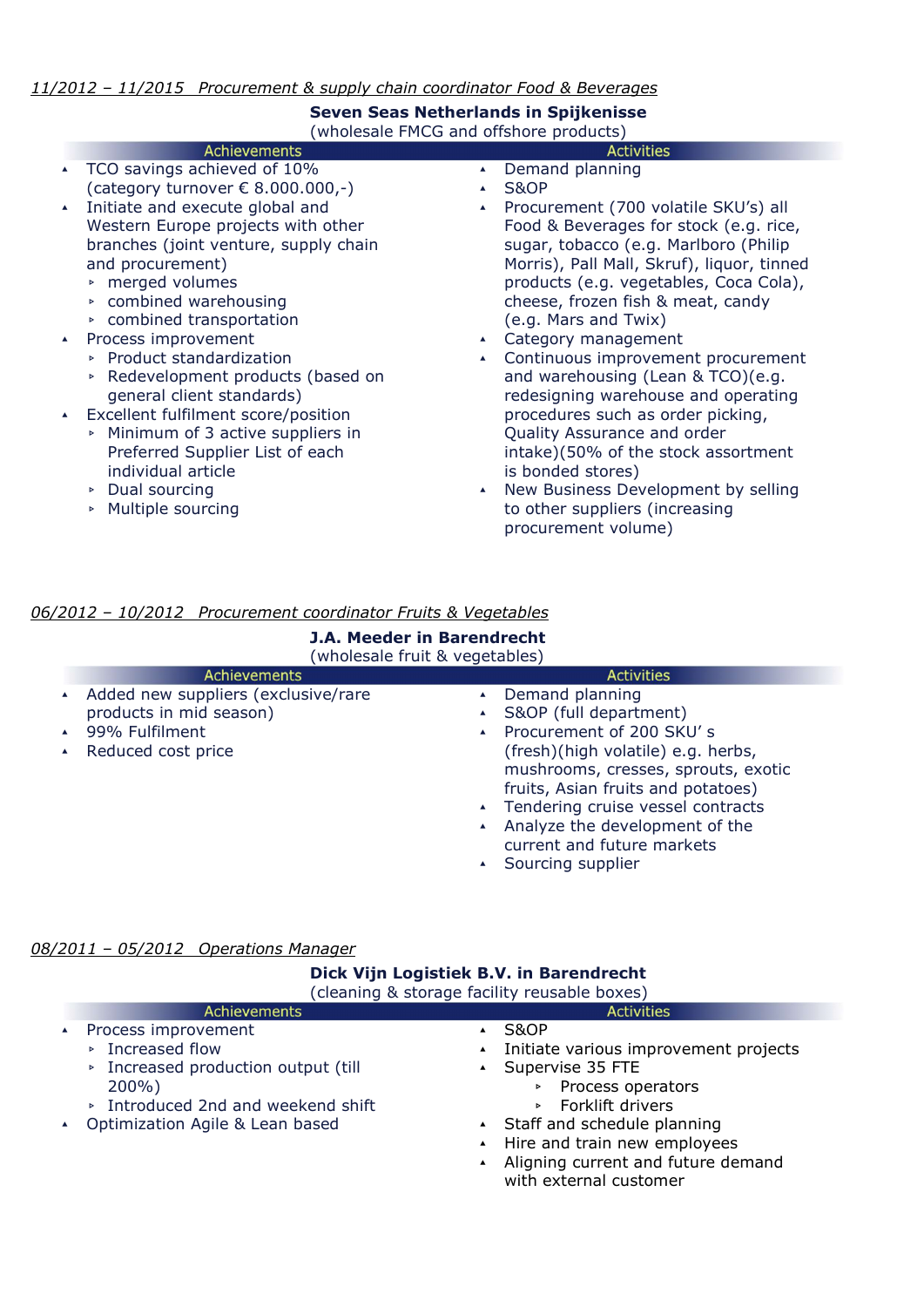*11/2012 – 11/2015 Procurement & supply chain coordinator Food & Beverages*

**Seven Seas Netherlands in Spijkenisse**
(wholesale FMCG and offshore products)

**Achievements**

- TCO savings achieved of 10% (category turnover € 8.000.000,-)
- Initiate and execute global and Western Europe projects with other branches (joint venture, supply chain and procurement)
  - merged volumes
  - combined warehousing
  - combined transportation
- Process improvement
  - Product standardization
  - Redevelopment products (based on general client standards)
- Excellent fulfilment score/position
  - Minimum of 3 active suppliers in Preferred Supplier List of each individual article
  - Dual sourcing
  - Multiple sourcing

**Activities**

- Demand planning
- S&OP
- Procurement (700 volatile SKU's) all Food & Beverages for stock (e.g. rice, sugar, tobacco (e.g. Marlboro (Philip Morris), Pall Mall, Skruf), liquor, tinned products (e.g. vegetables, Coca Cola), cheese, frozen fish & meat, candy (e.g. Mars and Twix)
- Category management
- Continuous improvement procurement and warehousing (Lean & TCO)(e.g. redesigning warehouse and operating procedures such as order picking, Quality Assurance and order intake)(50% of the stock assortment is bonded stores)
- New Business Development by selling to other suppliers (increasing procurement volume)

*06/2012 – 10/2012 Procurement coordinator Fruits & Vegetables*

**J.A. Meeder in Barendrecht**
(wholesale fruit & vegetables)

**Achievements**

- Added new suppliers (exclusive/rare products in mid season)
- 99% Fulfilment
- Reduced cost price

**Activities**

- Demand planning
- S&OP (full department)
- Procurement of 200 SKU' s (fresh)(high volatile) e.g. herbs, mushrooms, cresses, sprouts, exotic fruits, Asian fruits and potatoes)
- Tendering cruise vessel contracts
- Analyze the development of the current and future markets
- Sourcing supplier

*08/2011 – 05/2012 Operations Manager*

**Dick Vijn Logistiek B.V. in Barendrecht**
(cleaning & storage facility reusable boxes)

**Achievements**

- Process improvement
  - Increased flow
  - Increased production output (till 200%)
  - Introduced 2nd and weekend shift
- Optimization Agile & Lean based

**Activities**

- S&OP
- Initiate various improvement projects
- Supervise 35 FTE
  - Process operators
  - Forklift drivers
- Staff and schedule planning
- Hire and train new employees
- Aligning current and future demand with external customer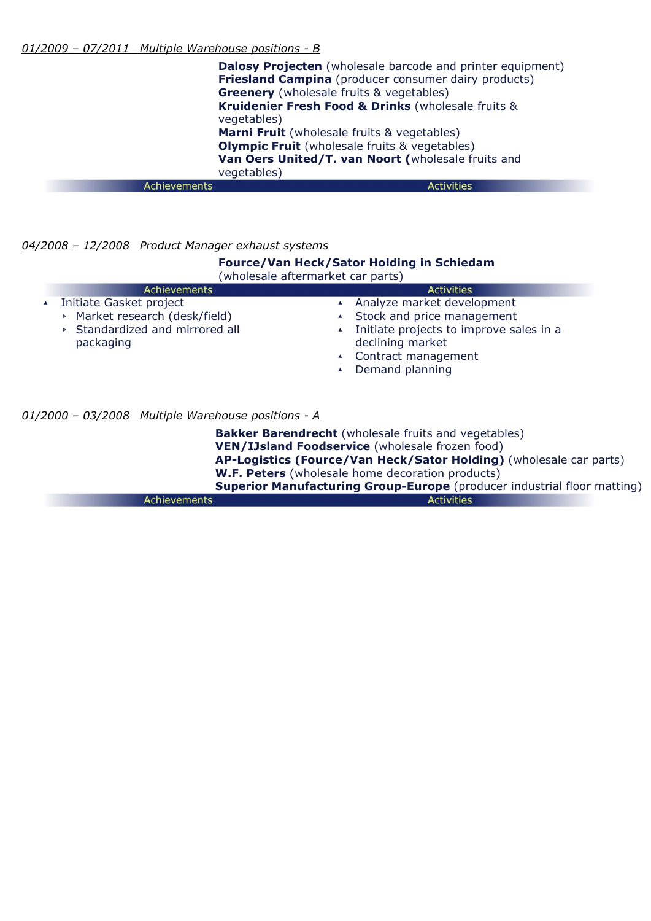*01/2009 – 07/2011 Multiple Warehouse positions - B*

**Dalosy Projecten** (wholesale barcode and printer equipment)
**Friesland Campina** (producer consumer dairy products)
**Greenery** (wholesale fruits & vegetables)
**Kruidenier Fresh Food & Drinks** (wholesale fruits & vegetables)
**Marni Fruit** (wholesale fruits & vegetables)
**Olympic Fruit** (wholesale fruits & vegetables)
**Van Oers United/T. van Noort (**wholesale fruits and vegetables)

| Achievements | Activities |
|---|---|

*04/2008 – 12/2008 Product Manager exhaust systems*

**Fource/Van Heck/Sator Holding in Schiedam**
(wholesale aftermarket car parts)

| Achievements | Activities |
|---|---|

**Achievements**

- Initiate Gasket project
  - Market research (desk/field)
  - Standardized and mirrored all packaging

**Activities**

- Analyze market development
- Stock and price management
- Initiate projects to improve sales in a declining market
- Contract management
- Demand planning

*01/2000 – 03/2008 Multiple Warehouse positions - A*

**Bakker Barendrecht** (wholesale fruits and vegetables)
**VEN/IJsland Foodservice** (wholesale frozen food)
**AP-Logistics (Fource/Van Heck/Sator Holding)** (wholesale car parts)
**W.F. Peters** (wholesale home decoration products)
**Superior Manufacturing Group-Europe** (producer industrial floor matting)

| Achievements | Activities |
|---|---|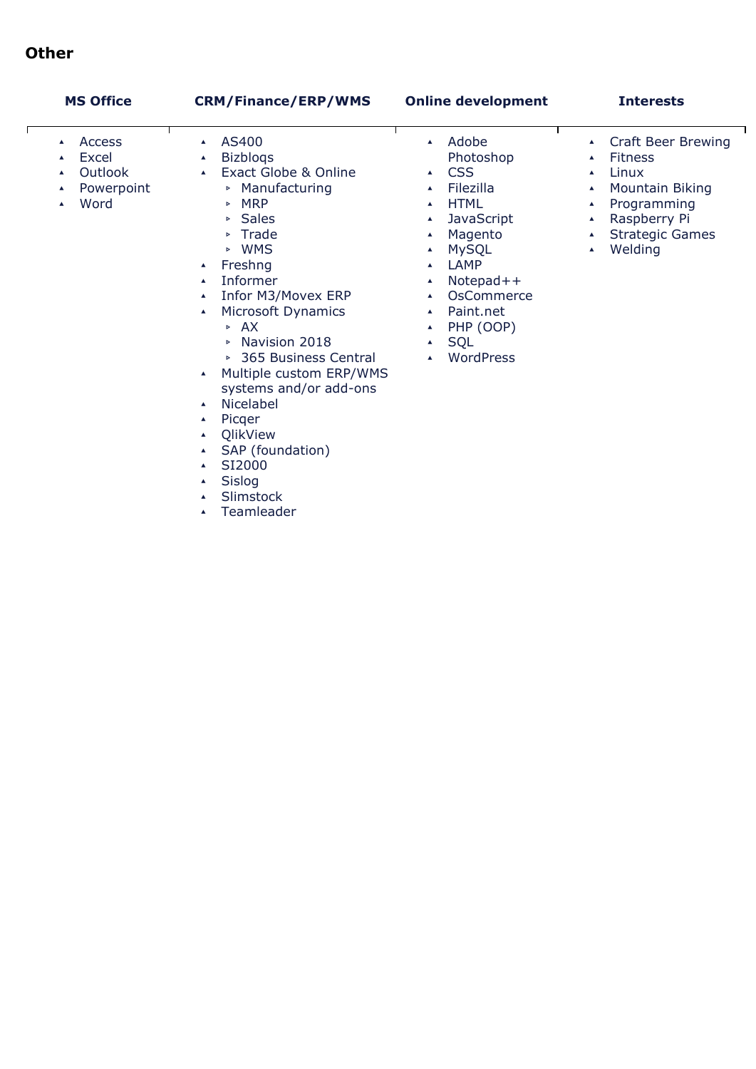## Other

### MS Office

- Access
- Excel
- Outlook
- Powerpoint
- Word

### CRM/Finance/ERP/WMS

- AS400
- Bizbloqs
- Exact Globe & Online
  - Manufacturing
  - MRP
  - Sales
  - Trade
  - WMS
- Freshng
- Informer
- Infor M3/Movex ERP
- Microsoft Dynamics
  - AX
  - Navision 2018
  - 365 Business Central
- Multiple custom ERP/WMS systems and/or add-ons
- Nicelabel
- Picqer
- QlikView
- SAP (foundation)
- SI2000
- Sislog
- Slimstock
- Teamleader

### Online development

- Adobe Photoshop
- CSS
- Filezilla
- HTML
- JavaScript
- Magento
- MySQL
- LAMP
- Notepad++
- OsCommerce
- Paint.net
- PHP (OOP)
- SQL
- WordPress

### Interests

- Craft Beer Brewing
- Fitness
- Linux
- Mountain Biking
- Programming
- Raspberry Pi
- Strategic Games
- Welding